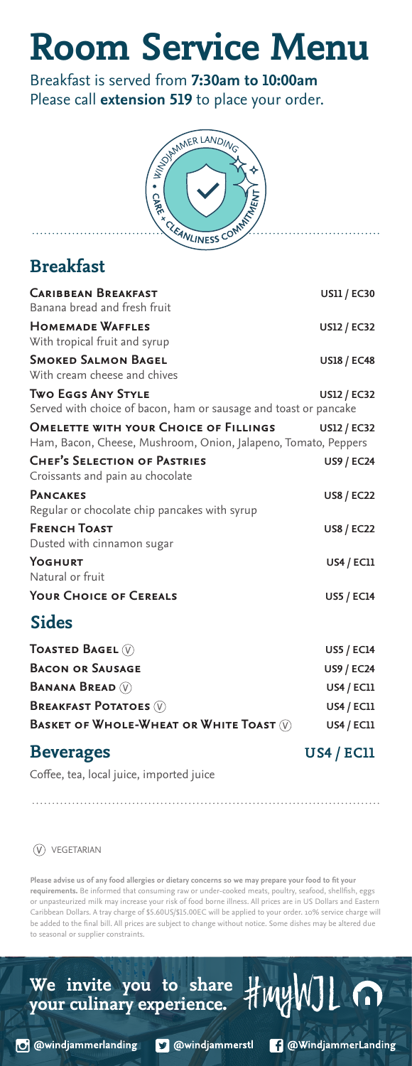# Room Service Menu

Breakfast is served from **7:30am to 10:00am**
Please call **extension 519** to place your order.

## Breakfast

| Item | Price |
|---|---|
| **Caribbean Breakfast**<br>Banana bread and fresh fruit | US11 / EC30 |
| **Homemade Waffles**<br>With tropical fruit and syrup | US12 / EC32 |
| **Smoked Salmon Bagel**<br>With cream cheese and chives | US18 / EC48 |
| **Two Eggs Any Style**<br>Served with choice of bacon, ham or sausage and toast or pancake | US12 / EC32 |
| **Omelette with your Choice of Fillings**<br>Ham, Bacon, Cheese, Mushroom, Onion, Jalapeno, Tomato, Peppers | US12 / EC32 |
| **Chef's Selection of Pastries**<br>Croissants and pain au chocolate | US9 / EC24 |
| **Pancakes**<br>Regular or chocolate chip pancakes with syrup | US8 / EC22 |
| **French Toast**<br>Dusted with cinnamon sugar | US8 / EC22 |
| **Yoghurt**<br>Natural or fruit | US4 / EC11 |
| **Your Choice of Cereals** | US5 / EC14 |

## Sides

| Item | Price |
|---|---|
| **Toasted Bagel** (V) | US5 / EC14 |
| **Bacon or Sausage** | US9 / EC24 |
| **Banana Bread** (V) | US4 / EC11 |
| **Breakfast Potatoes** (V) | US4 / EC11 |
| **Basket of Whole-Wheat or White Toast** (V) | US4 / EC11 |

## Beverages — US4 / EC11

Coffee, tea, local juice, imported juice

(V) VEGETARIAN

**Please advise us of any food allergies or dietary concerns so we may prepare your food to fit your requirements.** Be informed that consuming raw or under-cooked meats, poultry, seafood, shellfish, eggs or unpasteurized milk may increase your risk of food borne illness. All prices are in US Dollars and Eastern Caribbean Dollars. A tray charge of $5.60US/$15.00EC will be applied to your order. 10% service charge will be added to the final bill. All prices are subject to change without notice. Some dishes may be altered due to seasonal or supplier constraints.

**We invite you to share your culinary experience.** #myWJL

@windjammerlanding @windjammerstl @WindjammerLanding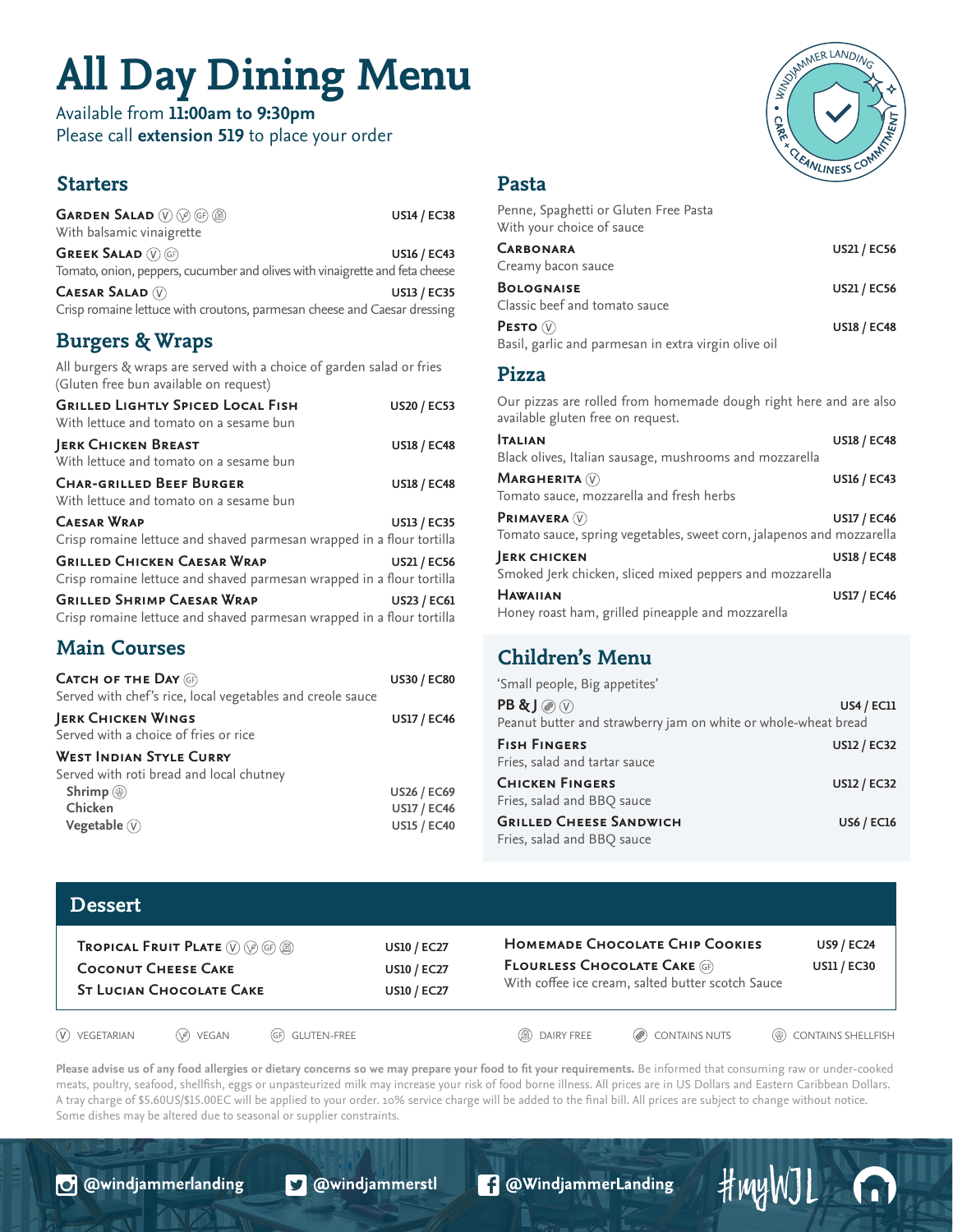# All Day Dining Menu

Available from **11:00am to 9:30pm**
Please call **extension 519** to place your order

## Starters

**Garden Salad** (V) (VG) (GF) (DF) — US14 / EC38
With balsamic vinaigrette

**Greek Salad** (V) (GF) — US16 / EC43
Tomato, onion, peppers, cucumber and olives with vinaigrette and feta cheese

**Caesar Salad** (V) — US13 / EC35
Crisp romaine lettuce with croutons, parmesan cheese and Caesar dressing

## Burgers & Wraps

All burgers & wraps are served with a choice of garden salad or fries
(Gluten free bun available on request)

**Grilled Lightly Spiced Local Fish** — US20 / EC53
With lettuce and tomato on a sesame bun

**Jerk Chicken Breast** — US18 / EC48
With lettuce and tomato on a sesame bun

**Char-Grilled Beef Burger** — US18 / EC48
With lettuce and tomato on a sesame bun

**Caesar Wrap** — US13 / EC35
Crisp romaine lettuce and shaved parmesan wrapped in a flour tortilla

**Grilled Chicken Caesar Wrap** — US21 / EC56
Crisp romaine lettuce and shaved parmesan wrapped in a flour tortilla

**Grilled Shrimp Caesar Wrap** — US23 / EC61
Crisp romaine lettuce and shaved parmesan wrapped in a flour tortilla

## Main Courses

**Catch of the Day** (GF) — US30 / EC80
Served with chef's rice, local vegetables and creole sauce

**Jerk Chicken Wings** — US17 / EC46
Served with a choice of fries or rice

**West Indian Style Curry**
Served with roti bread and local chutney
- Shrimp (Contains Shellfish) — US26 / EC69
- Chicken — US17 / EC46
- Vegetable (V) — US15 / EC40

## Pasta

Penne, Spaghetti or Gluten Free Pasta
With your choice of sauce

**Carbonara** — US21 / EC56
Creamy bacon sauce

**Bolognaise** — US21 / EC56
Classic beef and tomato sauce

**Pesto** (V) — US18 / EC48
Basil, garlic and parmesan in extra virgin olive oil

## Pizza

Our pizzas are rolled from homemade dough right here and are also available gluten free on request.

**Italian** — US18 / EC48
Black olives, Italian sausage, mushrooms and mozzarella

**Margherita** (V) — US16 / EC43
Tomato sauce, mozzarella and fresh herbs

**Primavera** (V) — US17 / EC46
Tomato sauce, spring vegetables, sweet corn, jalapenos and mozzarella

**Jerk Chicken** — US18 / EC48
Smoked Jerk chicken, sliced mixed peppers and mozzarella

**Hawaiian** — US17 / EC46
Honey roast ham, grilled pineapple and mozzarella

## Children's Menu

'Small people, Big appetites'

**PB & J** (Contains Nuts) (V) — US4 / EC11
Peanut butter and strawberry jam on white or whole-wheat bread

**Fish Fingers** — US12 / EC32
Fries, salad and tartar sauce

**Chicken Fingers** — US12 / EC32
Fries, salad and BBQ sauce

**Grilled Cheese Sandwich** — US6 / EC16
Fries, salad and BBQ sauce

## Dessert

**Tropical Fruit Plate** (V) (VG) (GF) (DF) — US10 / EC27

**Coconut Cheese Cake** — US10 / EC27

**St Lucian Chocolate Cake** — US10 / EC27

**Homemade Chocolate Chip Cookies** — US9 / EC24

**Flourless Chocolate Cake** (GF) — US11 / EC30
With coffee ice cream, salted butter scotch Sauce

(V) VEGETARIAN (VG) VEGAN (GF) GLUTEN-FREE (DF) DAIRY FREE (N) CONTAINS NUTS (S) CONTAINS SHELLFISH

**Please advise us of any food allergies or dietary concerns so we may prepare your food to fit your requirements.** Be informed that consuming raw or under-cooked meats, poultry, seafood, shellfish, eggs or unpasteurized milk may increase your risk of food borne illness. All prices are in US Dollars and Eastern Caribbean Dollars. A tray charge of $5.60US/$15.00EC will be applied to your order. 10% service charge will be added to the final bill. All prices are subject to change without notice. Some dishes may be altered due to seasonal or supplier constraints.

@windjammerlanding @windjammerstl @WindjammerLanding #myWJL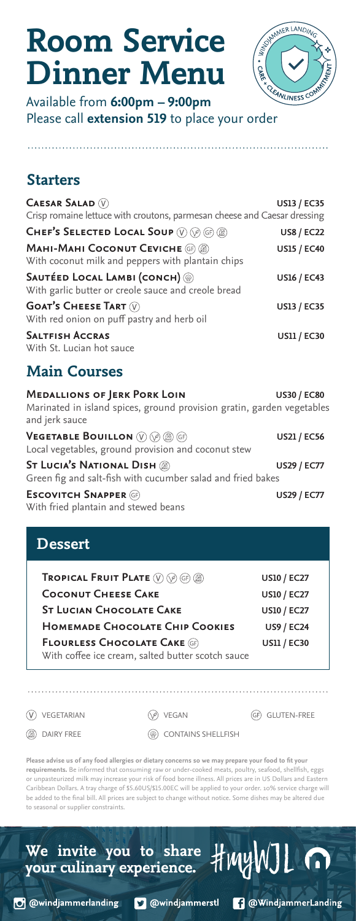# Room Service Dinner Menu

Available from **6:00pm – 9:00pm**
Please call **extension 519** to place your order

## Starters

**CAESAR SALAD** (V) — US13 / EC35
Crisp romaine lettuce with croutons, parmesan cheese and Caesar dressing

**CHEF'S SELECTED LOCAL SOUP** (V) (VG) (GF) (DF) — US8 / EC22

**MAHI-MAHI COCONUT CEVICHE** (GF) (DF) — US15 / EC40
With coconut milk and peppers with plantain chips

**SAUTÉED LOCAL LAMBI (CONCH)** (SH) — US16 / EC43
With garlic butter or creole sauce and creole bread

**GOAT'S CHEESE TART** (V) — US13 / EC35
With red onion on puff pastry and herb oil

**SALTFISH ACCRAS** — US11 / EC30
With St. Lucian hot sauce

## Main Courses

**MEDALLIONS OF JERK PORK LOIN** — US30 / EC80
Marinated in island spices, ground provision gratin, garden vegetables and jerk sauce

**VEGETABLE BOUILLON** (V) (VG) (DF) (GF) — US21 / EC56
Local vegetables, ground provision and coconut stew

**ST LUCIA'S NATIONAL DISH** (DF) — US29 / EC77
Green fig and salt-fish with cucumber salad and fried bakes

**ESCOVITCH SNAPPER** (GF) — US29 / EC77
With fried plantain and stewed beans

## Dessert

**TROPICAL FRUIT PLATE** (V) (VG) (GF) (DF) — US10 / EC27

**COCONUT CHEESE CAKE** — US10 / EC27

**ST LUCIAN CHOCOLATE CAKE** — US10 / EC27

**HOMEMADE CHOCOLATE CHIP COOKIES** — US9 / EC24

**FLOURLESS CHOCOLATE CAKE** (GF) — US11 / EC30
With coffee ice cream, salted butter scotch sauce

(V) VEGETARIAN (VG) VEGAN (GF) GLUTEN-FREE
(DF) DAIRY FREE (SH) CONTAINS SHELLFISH

**Please advise us of any food allergies or dietary concerns so we may prepare your food to fit your requirements.** Be informed that consuming raw or under-cooked meats, poultry, seafood, shellfish, eggs or unpasteurized milk may increase your risk of food borne illness. All prices are in US Dollars and Eastern Caribbean Dollars. A tray charge of $5.60US/$15.00EC will be applied to your order. 10% service charge will be added to the final bill. All prices are subject to change without notice. Some dishes may be altered due to seasonal or supplier constraints.

**We invite you to share your culinary experience.** #myWJL

@windjammerlanding @windjammerstl @WindjammerLanding